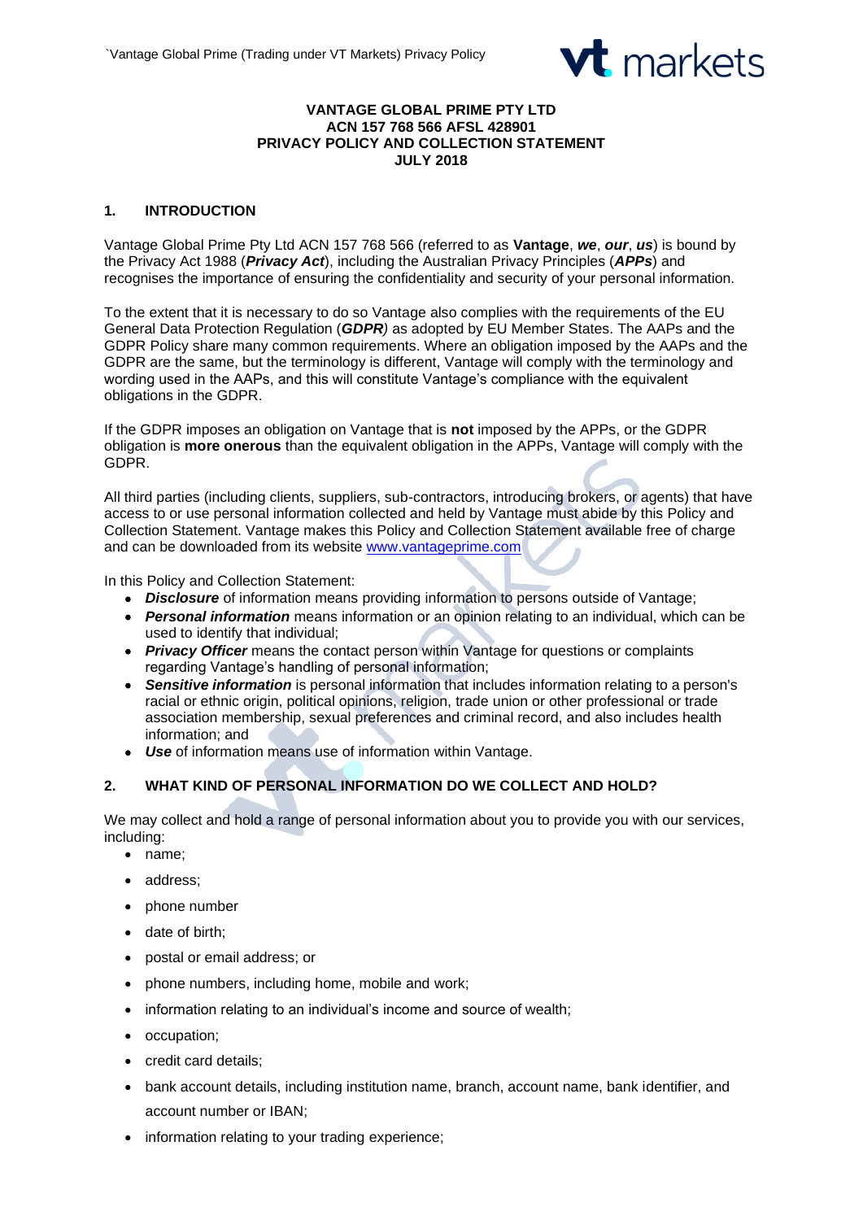**VANTAGE GLOBAL PRIME PTY LTD**
**ACN 157 768 566 AFSL 428901**
**PRIVACY POLICY AND COLLECTION STATEMENT**
**JULY 2018**

## 1. INTRODUCTION

Vantage Global Prime Pty Ltd ACN 157 768 566 (referred to as **Vantage**, ***we***, ***our***, ***us***) is bound by the Privacy Act 1988 (***Privacy Act***), including the Australian Privacy Principles (***APPs***) and recognises the importance of ensuring the confidentiality and security of your personal information.

To the extent that it is necessary to do so Vantage also complies with the requirements of the EU General Data Protection Regulation (***GDPR****)* as adopted by EU Member States. The AAPs and the GDPR Policy share many common requirements. Where an obligation imposed by the AAPs and the GDPR are the same, but the terminology is different, Vantage will comply with the terminology and wording used in the AAPs, and this will constitute Vantage's compliance with the equivalent obligations in the GDPR.

If the GDPR imposes an obligation on Vantage that is **not** imposed by the APPs, or the GDPR obligation is **more onerous** than the equivalent obligation in the APPs, Vantage will comply with the GDPR.

All third parties (including clients, suppliers, sub-contractors, introducing brokers, or agents) that have access to or use personal information collected and held by Vantage must abide by this Policy and Collection Statement. Vantage makes this Policy and Collection Statement available free of charge and can be downloaded from its website www.vantageprime.com

In this Policy and Collection Statement:

- ***Disclosure*** of information means providing information to persons outside of Vantage;
- ***Personal information*** means information or an opinion relating to an individual, which can be used to identify that individual;
- ***Privacy Officer*** means the contact person within Vantage for questions or complaints regarding Vantage's handling of personal information;
- ***Sensitive information*** is personal information that includes information relating to a person's racial or ethnic origin, political opinions, religion, trade union or other professional or trade association membership, sexual preferences and criminal record, and also includes health information; and
- ***Use*** of information means use of information within Vantage.

## 2. WHAT KIND OF PERSONAL INFORMATION DO WE COLLECT AND HOLD?

We may collect and hold a range of personal information about you to provide you with our services, including:

- name;
- address;
- phone number
- date of birth;
- postal or email address; or
- phone numbers, including home, mobile and work;
- information relating to an individual's income and source of wealth;
- occupation;
- credit card details;
- bank account details, including institution name, branch, account name, bank identifier, and account number or IBAN;
- information relating to your trading experience;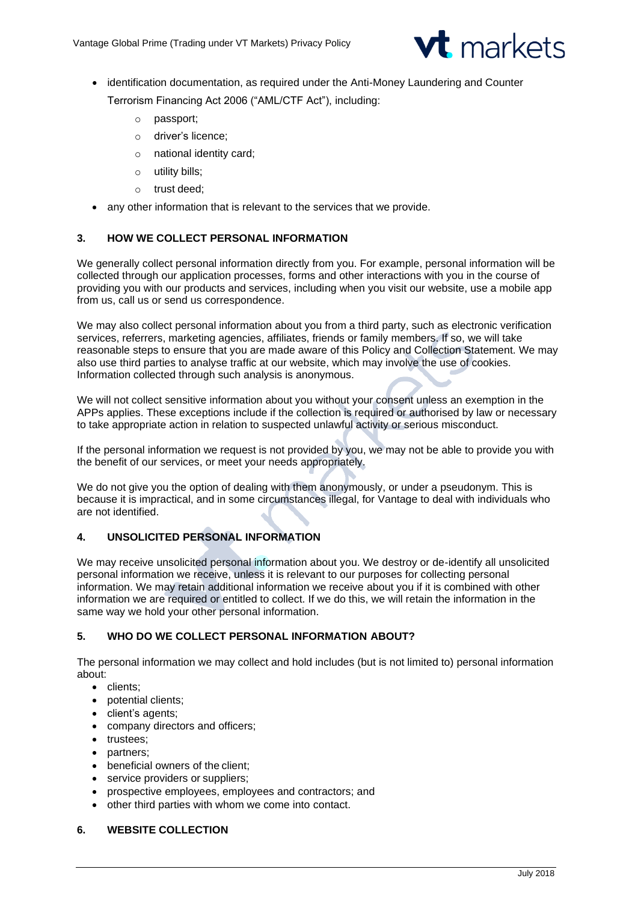- identification documentation, as required under the Anti-Money Laundering and Counter Terrorism Financing Act 2006 ("AML/CTF Act"), including:
  - passport;
  - driver's licence;
  - national identity card;
  - utility bills;
  - trust deed;
- any other information that is relevant to the services that we provide.

## 3. HOW WE COLLECT PERSONAL INFORMATION

We generally collect personal information directly from you. For example, personal information will be collected through our application processes, forms and other interactions with you in the course of providing you with our products and services, including when you visit our website, use a mobile app from us, call us or send us correspondence.

We may also collect personal information about you from a third party, such as electronic verification services, referrers, marketing agencies, affiliates, friends or family members. If so, we will take reasonable steps to ensure that you are made aware of this Policy and Collection Statement. We may also use third parties to analyse traffic at our website, which may involve the use of cookies. Information collected through such analysis is anonymous.

We will not collect sensitive information about you without your consent unless an exemption in the APPs applies. These exceptions include if the collection is required or authorised by law or necessary to take appropriate action in relation to suspected unlawful activity or serious misconduct.

If the personal information we request is not provided by you, we may not be able to provide you with the benefit of our services, or meet your needs appropriately.

We do not give you the option of dealing with them anonymously, or under a pseudonym. This is because it is impractical, and in some circumstances illegal, for Vantage to deal with individuals who are not identified.

## 4. UNSOLICITED PERSONAL INFORMATION

We may receive unsolicited personal information about you. We destroy or de-identify all unsolicited personal information we receive, unless it is relevant to our purposes for collecting personal information. We may retain additional information we receive about you if it is combined with other information we are required or entitled to collect. If we do this, we will retain the information in the same way we hold your other personal information.

## 5. WHO DO WE COLLECT PERSONAL INFORMATION ABOUT?

The personal information we may collect and hold includes (but is not limited to) personal information about:

- clients;
- potential clients;
- client's agents;
- company directors and officers;
- trustees;
- partners;
- beneficial owners of the client;
- service providers or suppliers;
- prospective employees, employees and contractors; and
- other third parties with whom we come into contact.

## 6. WEBSITE COLLECTION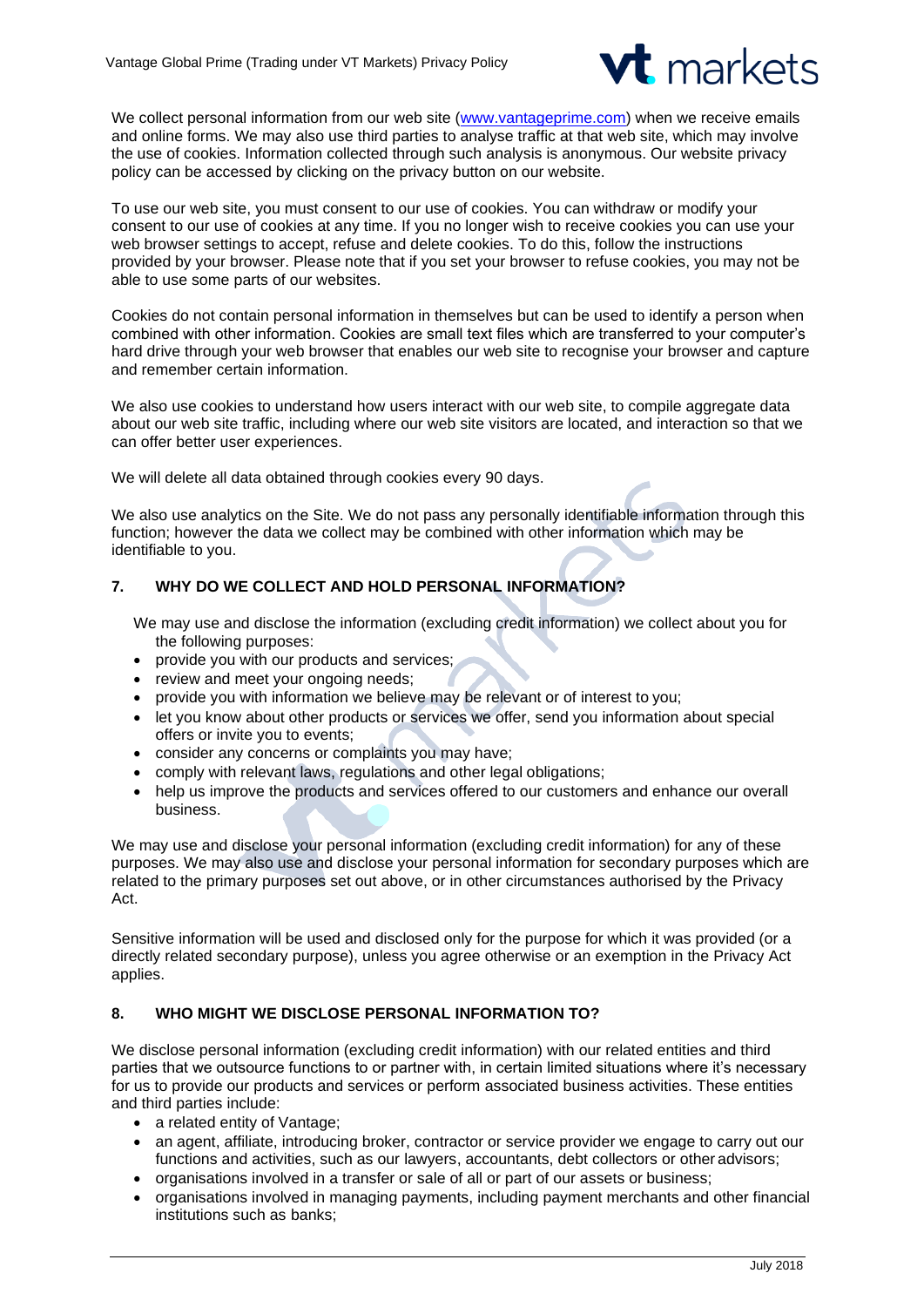We collect personal information from our web site (www.vantageprime.com) when we receive emails and online forms. We may also use third parties to analyse traffic at that web site, which may involve the use of cookies. Information collected through such analysis is anonymous. Our website privacy policy can be accessed by clicking on the privacy button on our website.

To use our web site, you must consent to our use of cookies. You can withdraw or modify your consent to our use of cookies at any time. If you no longer wish to receive cookies you can use your web browser settings to accept, refuse and delete cookies. To do this, follow the instructions provided by your browser. Please note that if you set your browser to refuse cookies, you may not be able to use some parts of our websites.

Cookies do not contain personal information in themselves but can be used to identify a person when combined with other information. Cookies are small text files which are transferred to your computer's hard drive through your web browser that enables our web site to recognise your browser and capture and remember certain information.

We also use cookies to understand how users interact with our web site, to compile aggregate data about our web site traffic, including where our web site visitors are located, and interaction so that we can offer better user experiences.

We will delete all data obtained through cookies every 90 days.

We also use analytics on the Site. We do not pass any personally identifiable information through this function; however the data we collect may be combined with other information which may be identifiable to you.

## 7. WHY DO WE COLLECT AND HOLD PERSONAL INFORMATION?

We may use and disclose the information (excluding credit information) we collect about you for the following purposes:

- provide you with our products and services;
- review and meet your ongoing needs;
- provide you with information we believe may be relevant or of interest to you;
- let you know about other products or services we offer, send you information about special offers or invite you to events;
- consider any concerns or complaints you may have;
- comply with relevant laws, regulations and other legal obligations;
- help us improve the products and services offered to our customers and enhance our overall business.

We may use and disclose your personal information (excluding credit information) for any of these purposes. We may also use and disclose your personal information for secondary purposes which are related to the primary purposes set out above, or in other circumstances authorised by the Privacy Act.

Sensitive information will be used and disclosed only for the purpose for which it was provided (or a directly related secondary purpose), unless you agree otherwise or an exemption in the Privacy Act applies.

## 8. WHO MIGHT WE DISCLOSE PERSONAL INFORMATION TO?

We disclose personal information (excluding credit information) with our related entities and third parties that we outsource functions to or partner with, in certain limited situations where it's necessary for us to provide our products and services or perform associated business activities. These entities and third parties include:

- a related entity of Vantage;
- an agent, affiliate, introducing broker, contractor or service provider we engage to carry out our functions and activities, such as our lawyers, accountants, debt collectors or other advisors;
- organisations involved in a transfer or sale of all or part of our assets or business;
- organisations involved in managing payments, including payment merchants and other financial institutions such as banks;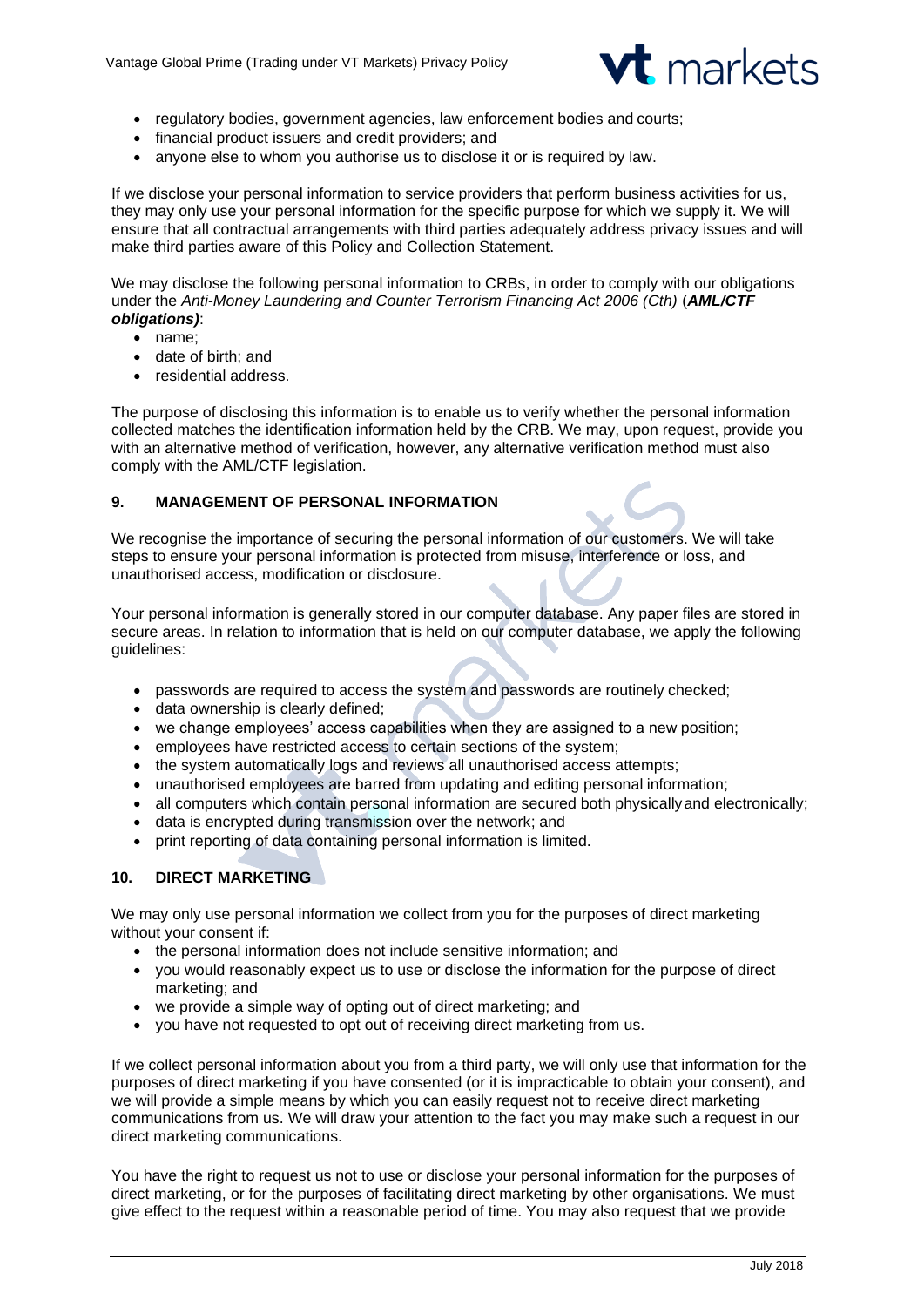- regulatory bodies, government agencies, law enforcement bodies and courts;
- financial product issuers and credit providers; and
- anyone else to whom you authorise us to disclose it or is required by law.

If we disclose your personal information to service providers that perform business activities for us, they may only use your personal information for the specific purpose for which we supply it. We will ensure that all contractual arrangements with third parties adequately address privacy issues and will make third parties aware of this Policy and Collection Statement.

We may disclose the following personal information to CRBs, in order to comply with our obligations under the *Anti-Money Laundering and Counter Terrorism Financing Act 2006 (Cth)* (***AML/CTF obligations)***:

- name;
- date of birth; and
- residential address.

The purpose of disclosing this information is to enable us to verify whether the personal information collected matches the identification information held by the CRB. We may, upon request, provide you with an alternative method of verification, however, any alternative verification method must also comply with the AML/CTF legislation.

## 9. MANAGEMENT OF PERSONAL INFORMATION

We recognise the importance of securing the personal information of our customers. We will take steps to ensure your personal information is protected from misuse, interference or loss, and unauthorised access, modification or disclosure.

Your personal information is generally stored in our computer database. Any paper files are stored in secure areas. In relation to information that is held on our computer database, we apply the following guidelines:

- passwords are required to access the system and passwords are routinely checked;
- data ownership is clearly defined;
- we change employees' access capabilities when they are assigned to a new position;
- employees have restricted access to certain sections of the system;
- the system automatically logs and reviews all unauthorised access attempts;
- unauthorised employees are barred from updating and editing personal information;
- all computers which contain personal information are secured both physically and electronically;
- data is encrypted during transmission over the network; and
- print reporting of data containing personal information is limited.

## 10. DIRECT MARKETING

We may only use personal information we collect from you for the purposes of direct marketing without your consent if:

- the personal information does not include sensitive information; and
- you would reasonably expect us to use or disclose the information for the purpose of direct marketing; and
- we provide a simple way of opting out of direct marketing; and
- you have not requested to opt out of receiving direct marketing from us.

If we collect personal information about you from a third party, we will only use that information for the purposes of direct marketing if you have consented (or it is impracticable to obtain your consent), and we will provide a simple means by which you can easily request not to receive direct marketing communications from us. We will draw your attention to the fact you may make such a request in our direct marketing communications.

You have the right to request us not to use or disclose your personal information for the purposes of direct marketing, or for the purposes of facilitating direct marketing by other organisations. We must give effect to the request within a reasonable period of time. You may also request that we provide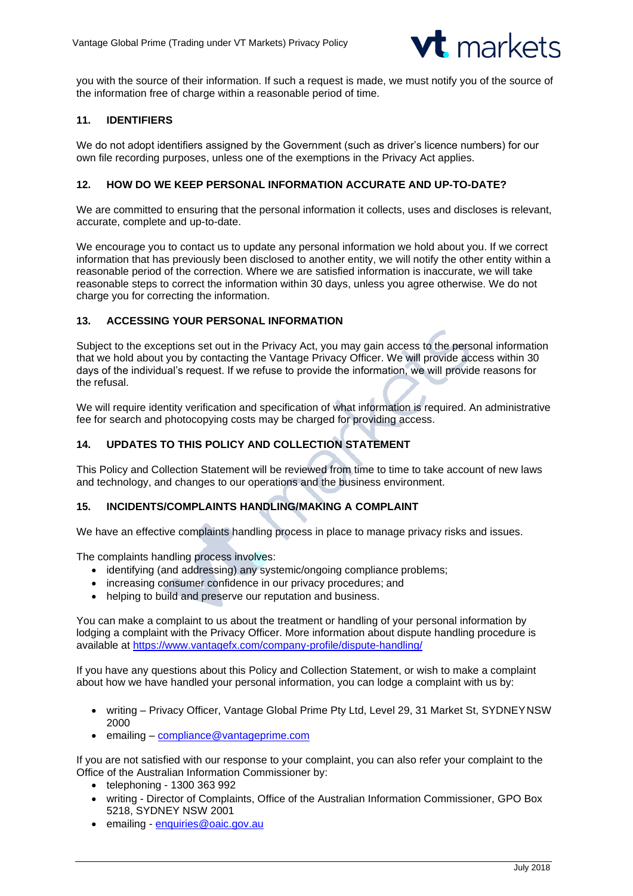you with the source of their information. If such a request is made, we must notify you of the source of the information free of charge within a reasonable period of time.

## 11. IDENTIFIERS

We do not adopt identifiers assigned by the Government (such as driver's licence numbers) for our own file recording purposes, unless one of the exemptions in the Privacy Act applies.

## 12. HOW DO WE KEEP PERSONAL INFORMATION ACCURATE AND UP-TO-DATE?

We are committed to ensuring that the personal information it collects, uses and discloses is relevant, accurate, complete and up-to-date.

We encourage you to contact us to update any personal information we hold about you. If we correct information that has previously been disclosed to another entity, we will notify the other entity within a reasonable period of the correction. Where we are satisfied information is inaccurate, we will take reasonable steps to correct the information within 30 days, unless you agree otherwise. We do not charge you for correcting the information.

## 13. ACCESSING YOUR PERSONAL INFORMATION

Subject to the exceptions set out in the Privacy Act, you may gain access to the personal information that we hold about you by contacting the Vantage Privacy Officer. We will provide access within 30 days of the individual's request. If we refuse to provide the information, we will provide reasons for the refusal.

We will require identity verification and specification of what information is required. An administrative fee for search and photocopying costs may be charged for providing access.

## 14. UPDATES TO THIS POLICY AND COLLECTION STATEMENT

This Policy and Collection Statement will be reviewed from time to time to take account of new laws and technology, and changes to our operations and the business environment.

## 15. INCIDENTS/COMPLAINTS HANDLING/MAKING A COMPLAINT

We have an effective complaints handling process in place to manage privacy risks and issues.

The complaints handling process involves:

- identifying (and addressing) any systemic/ongoing compliance problems;
- increasing consumer confidence in our privacy procedures; and
- helping to build and preserve our reputation and business.

You can make a complaint to us about the treatment or handling of your personal information by lodging a complaint with the Privacy Officer. More information about dispute handling procedure is available at https://www.vantagefx.com/company-profile/dispute-handling/

If you have any questions about this Policy and Collection Statement, or wish to make a complaint about how we have handled your personal information, you can lodge a complaint with us by:

- writing – Privacy Officer, Vantage Global Prime Pty Ltd, Level 29, 31 Market St, SYDNEY NSW 2000
- emailing – compliance@vantageprime.com

If you are not satisfied with our response to your complaint, you can also refer your complaint to the Office of the Australian Information Commissioner by:

- telephoning - 1300 363 992
- writing - Director of Complaints, Office of the Australian Information Commissioner, GPO Box 5218, SYDNEY NSW 2001
- emailing - enquiries@oaic.gov.au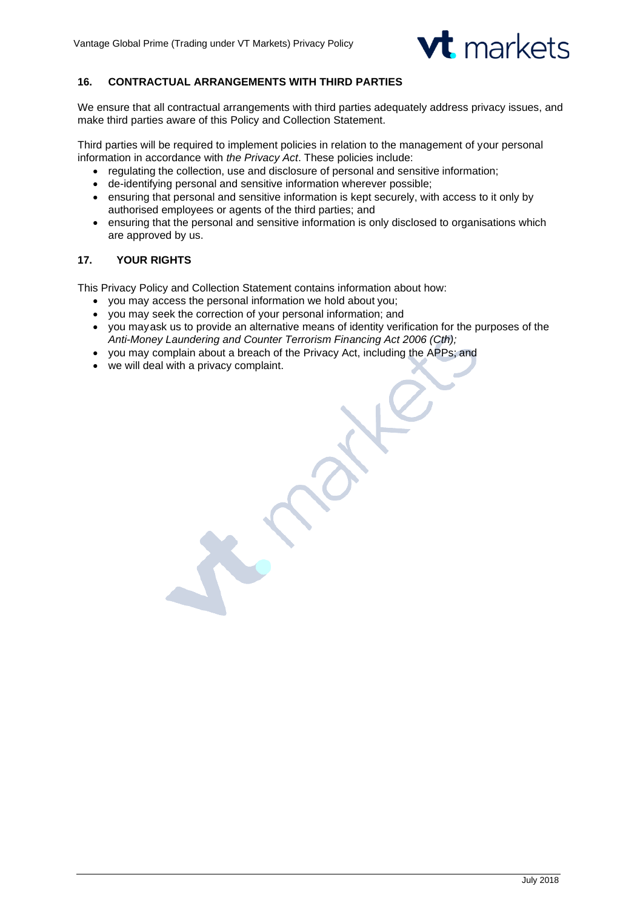## 16. CONTRACTUAL ARRANGEMENTS WITH THIRD PARTIES

We ensure that all contractual arrangements with third parties adequately address privacy issues, and make third parties aware of this Policy and Collection Statement.

Third parties will be required to implement policies in relation to the management of your personal information in accordance with *the Privacy Act*. These policies include:

- regulating the collection, use and disclosure of personal and sensitive information;
- de-identifying personal and sensitive information wherever possible;
- ensuring that personal and sensitive information is kept securely, with access to it only by authorised employees or agents of the third parties; and
- ensuring that the personal and sensitive information is only disclosed to organisations which are approved by us.

## 17. YOUR RIGHTS

This Privacy Policy and Collection Statement contains information about how:

- you may access the personal information we hold about you;
- you may seek the correction of your personal information; and
- you mayask us to provide an alternative means of identity verification for the purposes of the *Anti-Money Laundering and Counter Terrorism Financing Act 2006 (Cth);*
- you may complain about a breach of the Privacy Act, including the APPs; and
- we will deal with a privacy complaint.